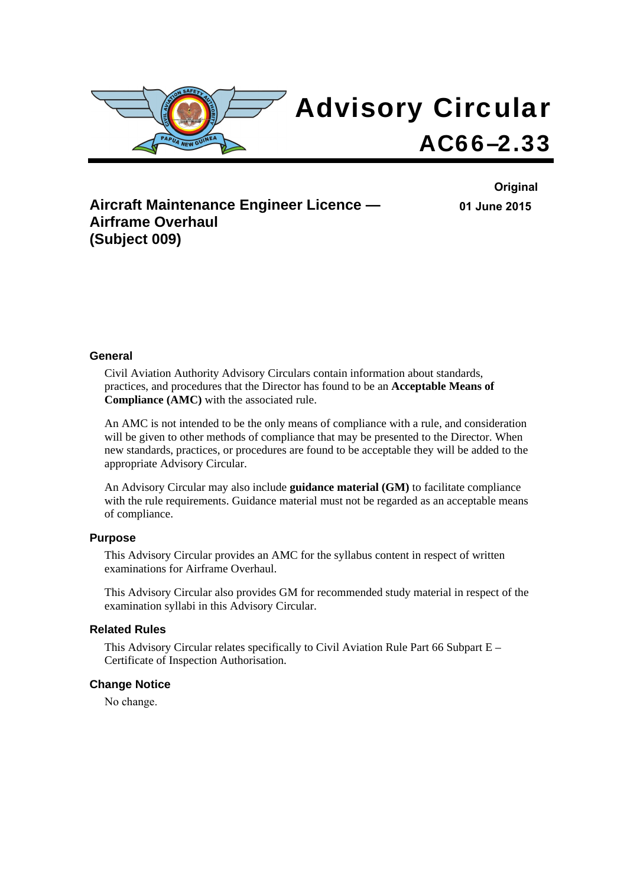# Advisory Circular

# AC66–2.33

**Original**

**01 June 2015**

## Aircraft Maintenance Engineer Licence — Airframe Overhaul (Subject 009)

### General

Civil Aviation Authority Advisory Circulars contain information about standards, practices, and procedures that the Director has found to be an **Acceptable Means of Compliance (AMC)** with the associated rule.

An AMC is not intended to be the only means of compliance with a rule, and consideration will be given to other methods of compliance that may be presented to the Director. When new standards, practices, or procedures are found to be acceptable they will be added to the appropriate Advisory Circular.

An Advisory Circular may also include **guidance material (GM)** to facilitate compliance with the rule requirements. Guidance material must not be regarded as an acceptable means of compliance.

### Purpose

This Advisory Circular provides an AMC for the syllabus content in respect of written examinations for Airframe Overhaul.

This Advisory Circular also provides GM for recommended study material in respect of the examination syllabi in this Advisory Circular.

### Related Rules

This Advisory Circular relates specifically to Civil Aviation Rule Part 66 Subpart E – Certificate of Inspection Authorisation.

### Change Notice

No change.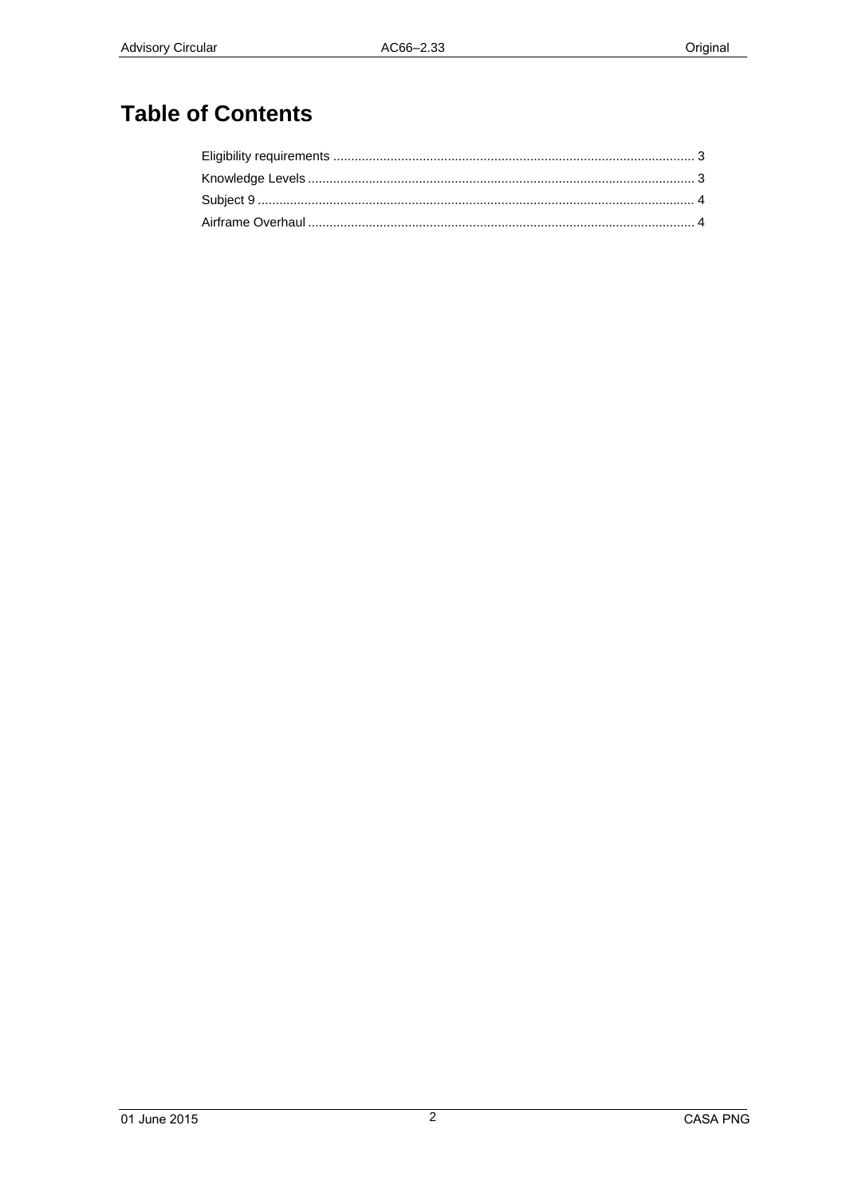# Table of Contents

Eligibility requirements .................................................................................................... 3
Knowledge Levels ........................................................................................................... 3
Subject 9 .......................................................................................................................... 4
Airframe Overhaul ........................................................................................................... 4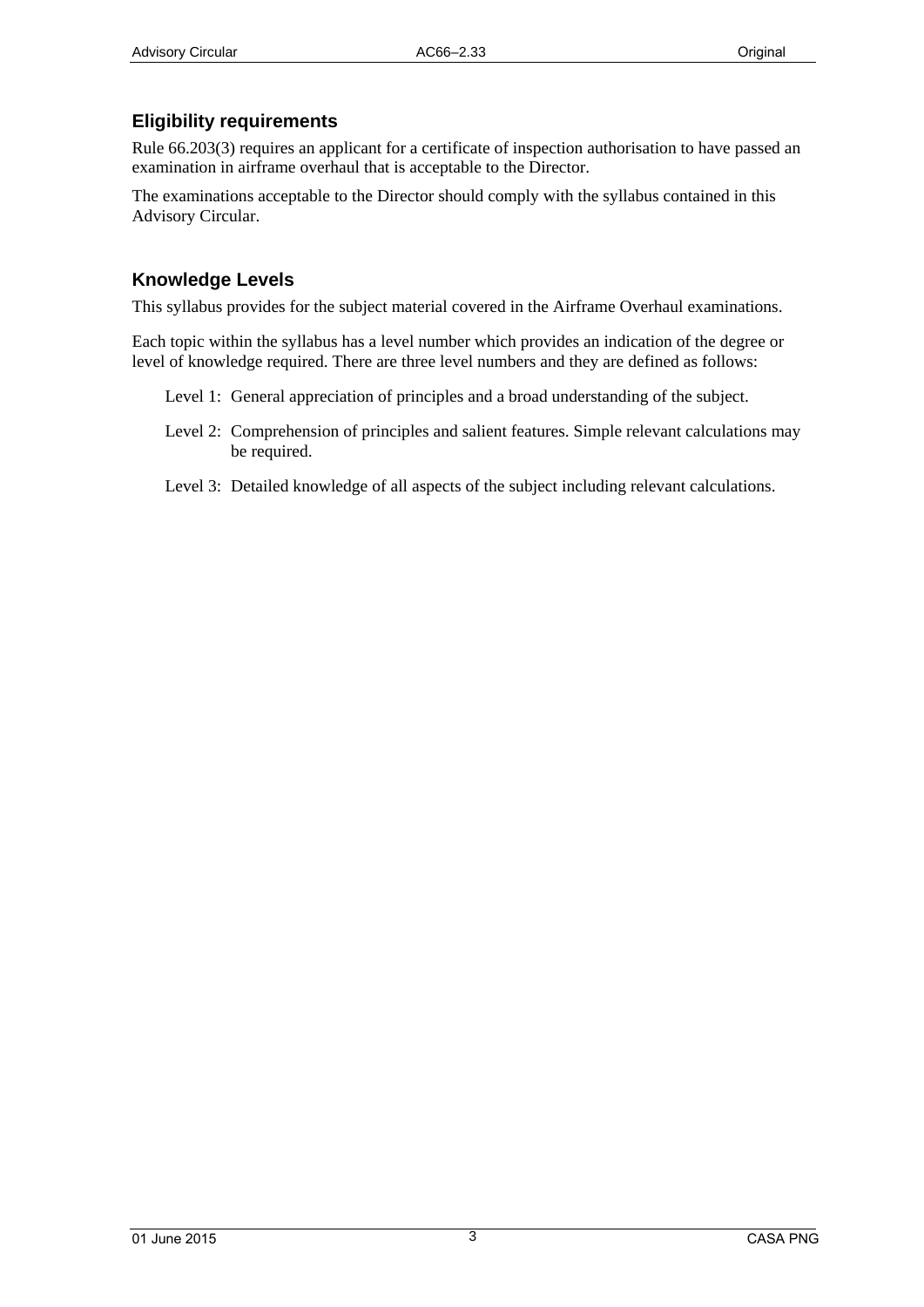## Eligibility requirements

Rule 66.203(3) requires an applicant for a certificate of inspection authorisation to have passed an examination in airframe overhaul that is acceptable to the Director.

The examinations acceptable to the Director should comply with the syllabus contained in this Advisory Circular.

## Knowledge Levels

This syllabus provides for the subject material covered in the Airframe Overhaul examinations.

Each topic within the syllabus has a level number which provides an indication of the degree or level of knowledge required. There are three level numbers and they are defined as follows:

- Level 1: General appreciation of principles and a broad understanding of the subject.
- Level 2: Comprehension of principles and salient features. Simple relevant calculations may be required.
- Level 3: Detailed knowledge of all aspects of the subject including relevant calculations.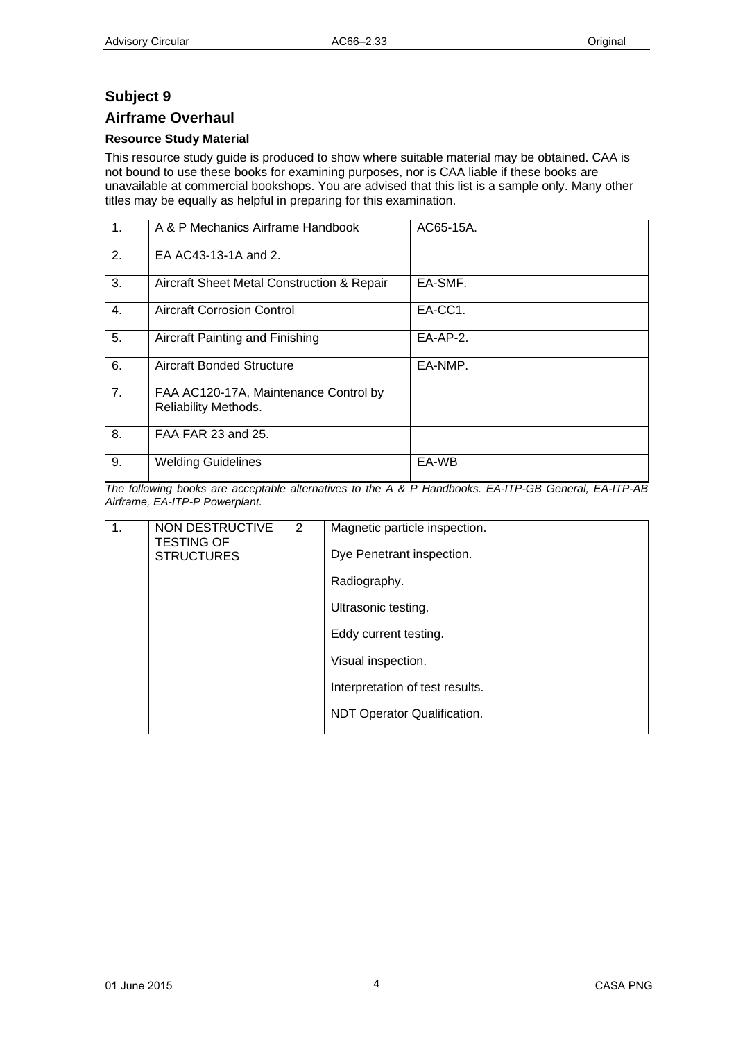## Subject 9

## Airframe Overhaul

### Resource Study Material

This resource study guide is produced to show where suitable material may be obtained. CAA is not bound to use these books for examining purposes, nor is CAA liable if these books are unavailable at commercial bookshops. You are advised that this list is a sample only. Many other titles may be equally as helpful in preparing for this examination.

| | | |
|---|---|---|
| 1. | A & P Mechanics Airframe Handbook | AC65-15A. |
| 2. | EA AC43-13-1A and 2. | |
| 3. | Aircraft Sheet Metal Construction & Repair | EA-SMF. |
| 4. | Aircraft Corrosion Control | EA-CC1. |
| 5. | Aircraft Painting and Finishing | EA-AP-2. |
| 6. | Aircraft Bonded Structure | EA-NMP. |
| 7. | FAA AC120-17A, Maintenance Control by Reliability Methods. | |
| 8. | FAA FAR 23 and 25. | |
| 9. | Welding Guidelines | EA-WB |

*The following books are acceptable alternatives to the A & P Handbooks. EA-ITP-GB General, EA-ITP-AB Airframe, EA-ITP-P Powerplant.*

| | | | |
|---|---|---|---|
| 1. | NON DESTRUCTIVE TESTING OF STRUCTURES | 2 | Magnetic particle inspection.<br>Dye Penetrant inspection.<br>Radiography.<br>Ultrasonic testing.<br>Eddy current testing.<br>Visual inspection.<br>Interpretation of test results.<br>NDT Operator Qualification. |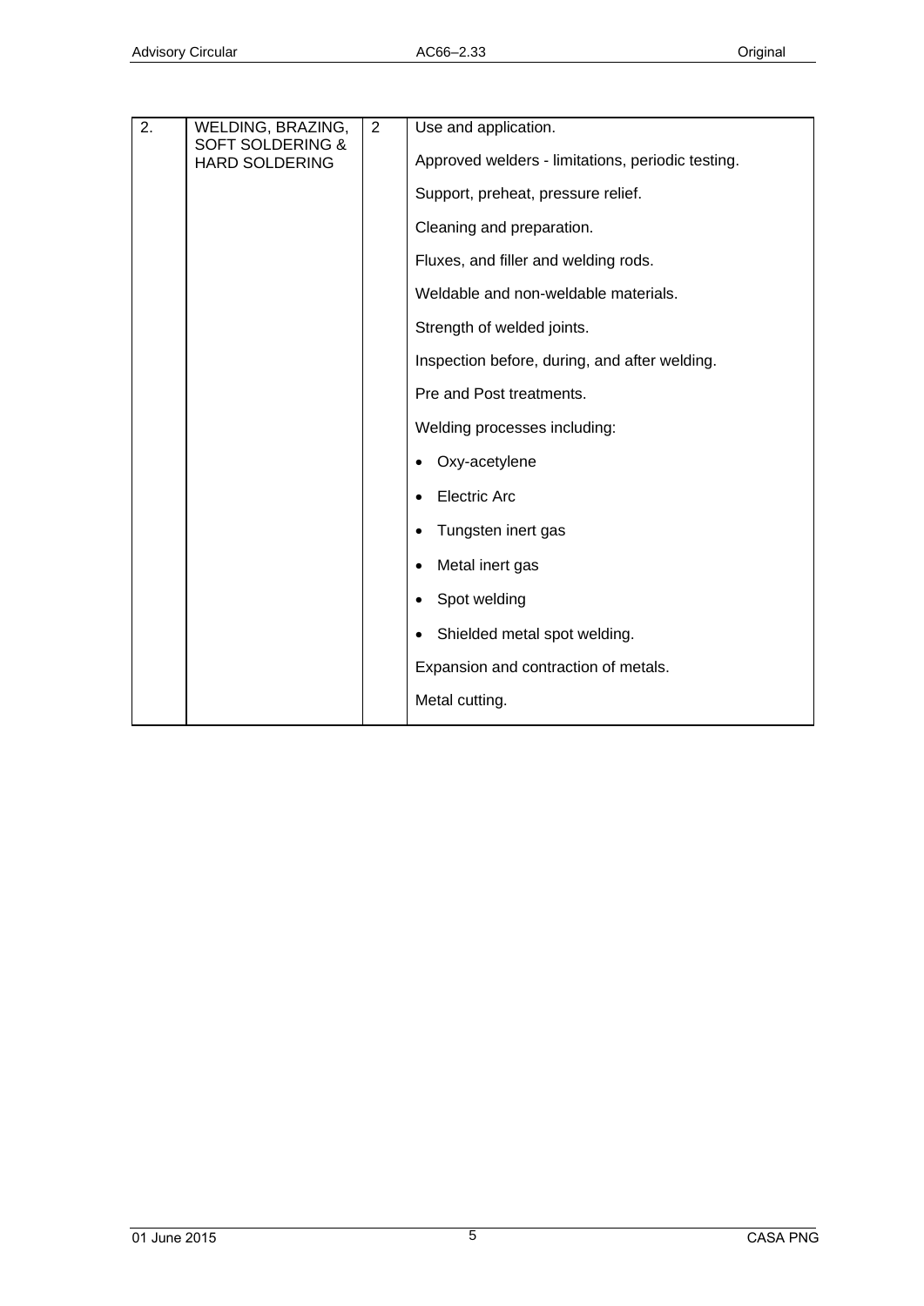| 2. | WELDING, BRAZING, SOFT SOLDERING & HARD SOLDERING | 2 | Use and application.<br><br>Approved welders - limitations, periodic testing.<br><br>Support, preheat, pressure relief.<br><br>Cleaning and preparation.<br><br>Fluxes, and filler and welding rods.<br><br>Weldable and non-weldable materials.<br><br>Strength of welded joints.<br><br>Inspection before, during, and after welding.<br><br>Pre and Post treatments.<br><br>Welding processes including:<br><br>• Oxy-acetylene<br>• Electric Arc<br>• Tungsten inert gas<br>• Metal inert gas<br>• Spot welding<br>• Shielded metal spot welding.<br><br>Expansion and contraction of metals.<br><br>Metal cutting. |
|---|---|---|---|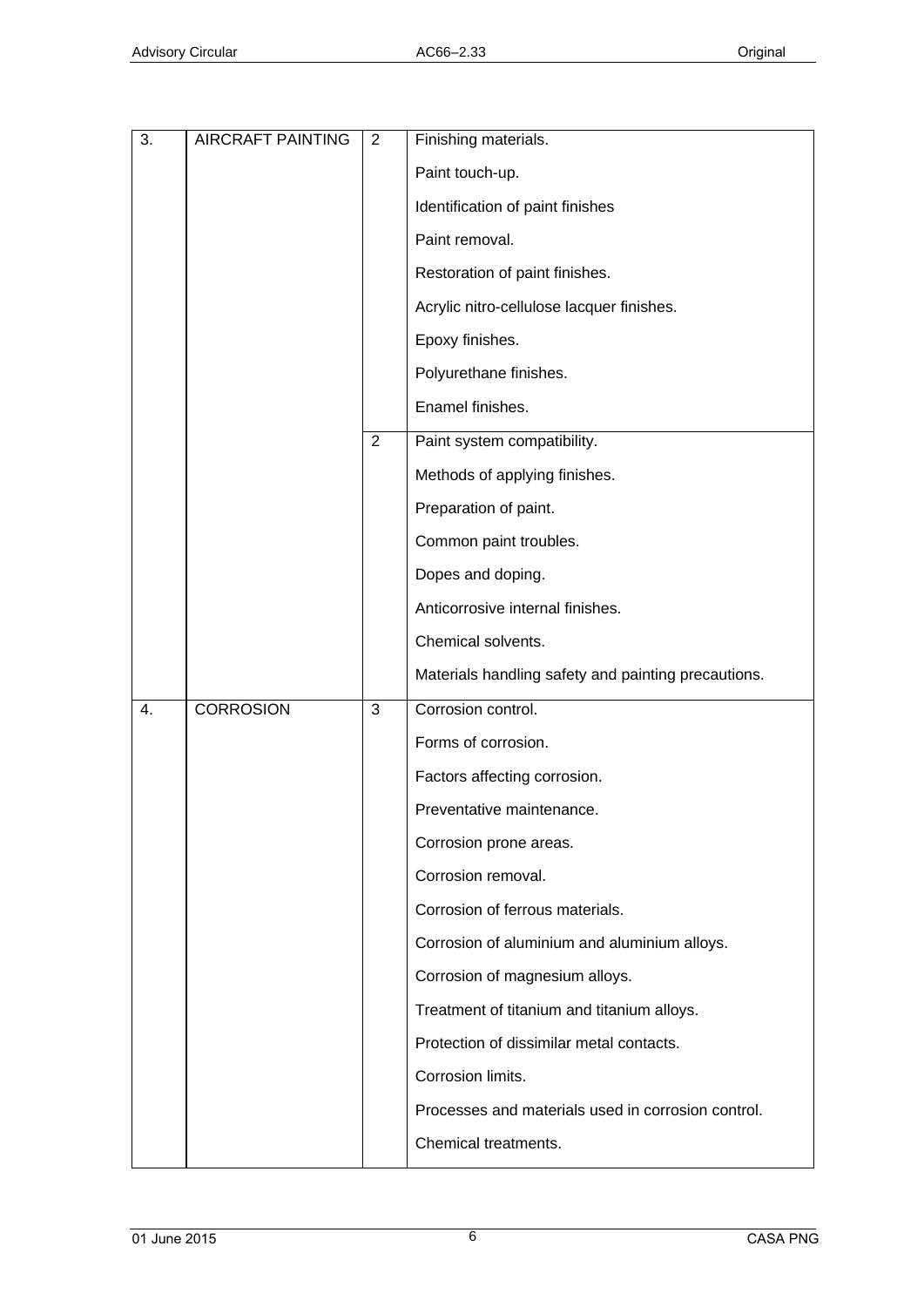| | | | |
|---|---|---|---|
| 3. | AIRCRAFT PAINTING | 2 | Finishing materials.<br>Paint touch-up.<br>Identification of paint finishes<br>Paint removal.<br>Restoration of paint finishes.<br>Acrylic nitro-cellulose lacquer finishes.<br>Epoxy finishes.<br>Polyurethane finishes.<br>Enamel finishes. |
| | | 2 | Paint system compatibility.<br>Methods of applying finishes.<br>Preparation of paint.<br>Common paint troubles.<br>Dopes and doping.<br>Anticorrosive internal finishes.<br>Chemical solvents.<br>Materials handling safety and painting precautions. |
| 4. | CORROSION | 3 | Corrosion control.<br>Forms of corrosion.<br>Factors affecting corrosion.<br>Preventative maintenance.<br>Corrosion prone areas.<br>Corrosion removal.<br>Corrosion of ferrous materials.<br>Corrosion of aluminium and aluminium alloys.<br>Corrosion of magnesium alloys.<br>Treatment of titanium and titanium alloys.<br>Protection of dissimilar metal contacts.<br>Corrosion limits.<br>Processes and materials used in corrosion control.<br>Chemical treatments. |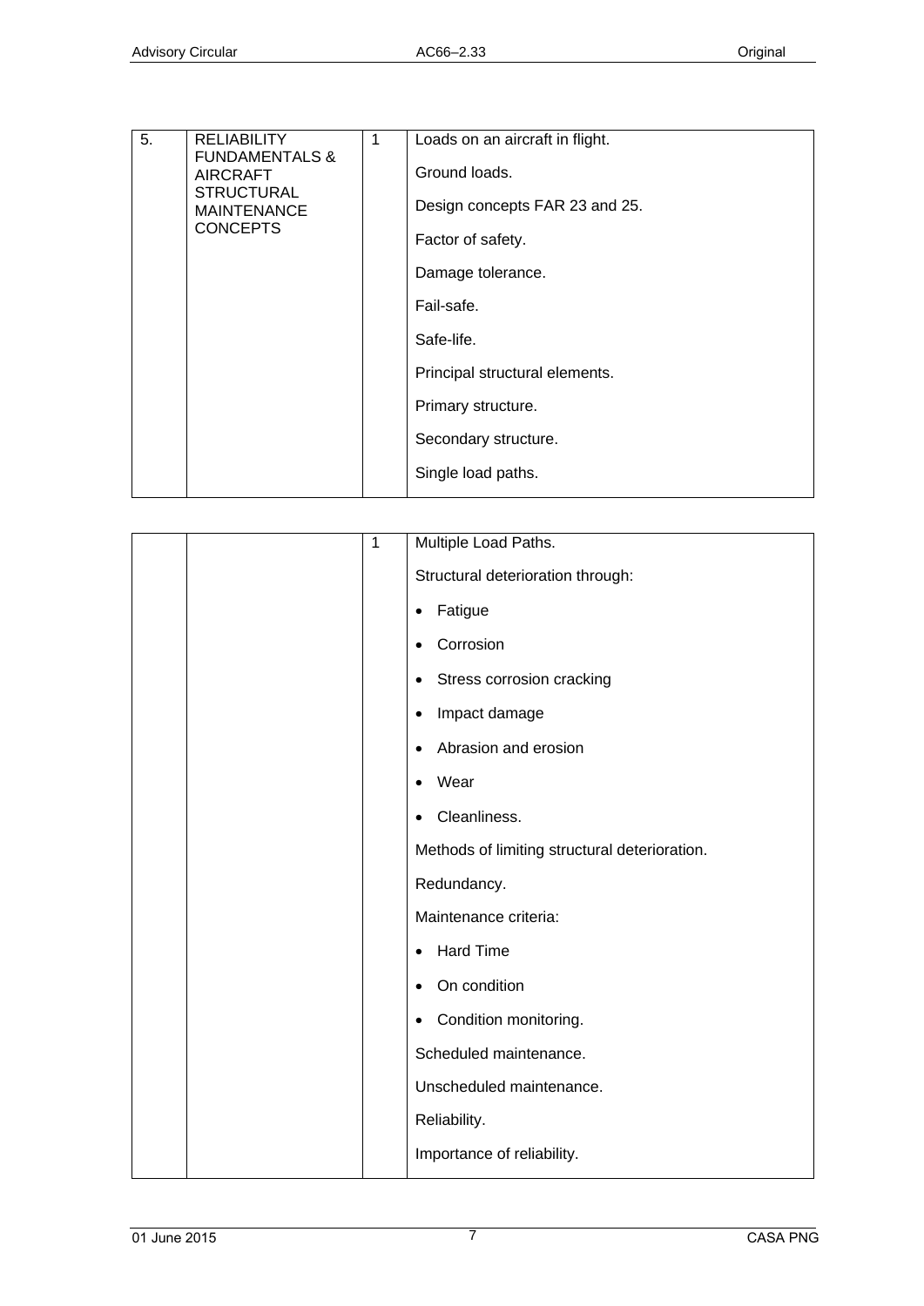| | | | |
|---|---|---|---|
| 5. | RELIABILITY FUNDAMENTALS & AIRCRAFT STRUCTURAL MAINTENANCE CONCEPTS | 1 | Loads on an aircraft in flight.<br><br>Ground loads.<br><br>Design concepts FAR 23 and 25.<br><br>Factor of safety.<br><br>Damage tolerance.<br><br>Fail-safe.<br><br>Safe-life.<br><br>Principal structural elements.<br><br>Primary structure.<br><br>Secondary structure.<br><br>Single load paths. |
| | | 1 | Multiple Load Paths.<br><br>Structural deterioration through:<br><br>• Fatigue<br>• Corrosion<br>• Stress corrosion cracking<br>• Impact damage<br>• Abrasion and erosion<br>• Wear<br>• Cleanliness.<br><br>Methods of limiting structural deterioration.<br><br>Redundancy.<br><br>Maintenance criteria:<br><br>• Hard Time<br>• On condition<br>• Condition monitoring.<br><br>Scheduled maintenance.<br><br>Unscheduled maintenance.<br><br>Reliability.<br><br>Importance of reliability. |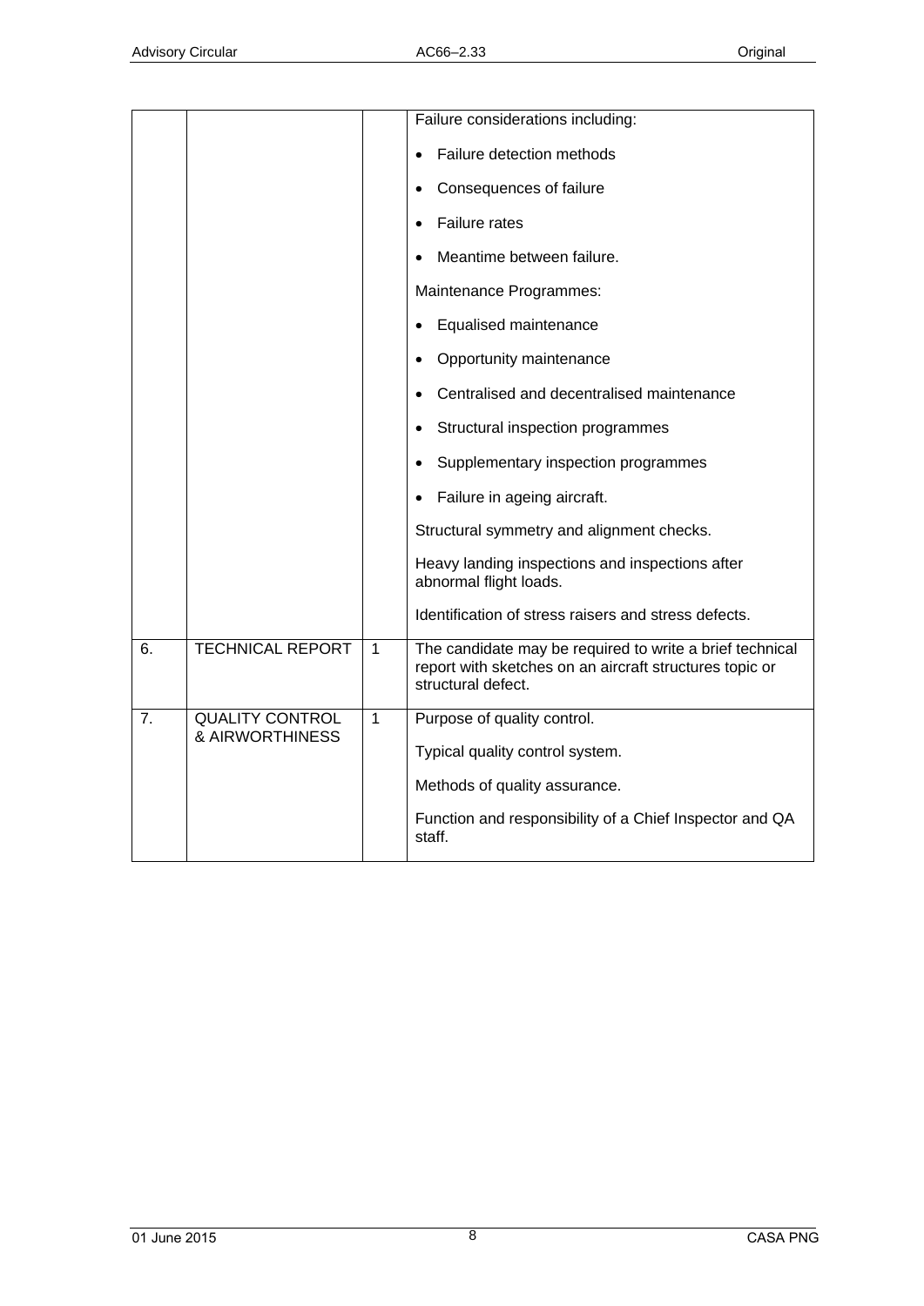| | | | |
|---|---|---|---|
| | | | Failure considerations including:<br>• Failure detection methods<br>• Consequences of failure<br>• Failure rates<br>• Meantime between failure.<br>Maintenance Programmes:<br>• Equalised maintenance<br>• Opportunity maintenance<br>• Centralised and decentralised maintenance<br>• Structural inspection programmes<br>• Supplementary inspection programmes<br>• Failure in ageing aircraft.<br>Structural symmetry and alignment checks.<br>Heavy landing inspections and inspections after abnormal flight loads.<br>Identification of stress raisers and stress defects. |
| 6. | TECHNICAL REPORT | 1 | The candidate may be required to write a brief technical report with sketches on an aircraft structures topic or structural defect. |
| 7. | QUALITY CONTROL & AIRWORTHINESS | 1 | Purpose of quality control.<br>Typical quality control system.<br>Methods of quality assurance.<br>Function and responsibility of a Chief Inspector and QA staff. |